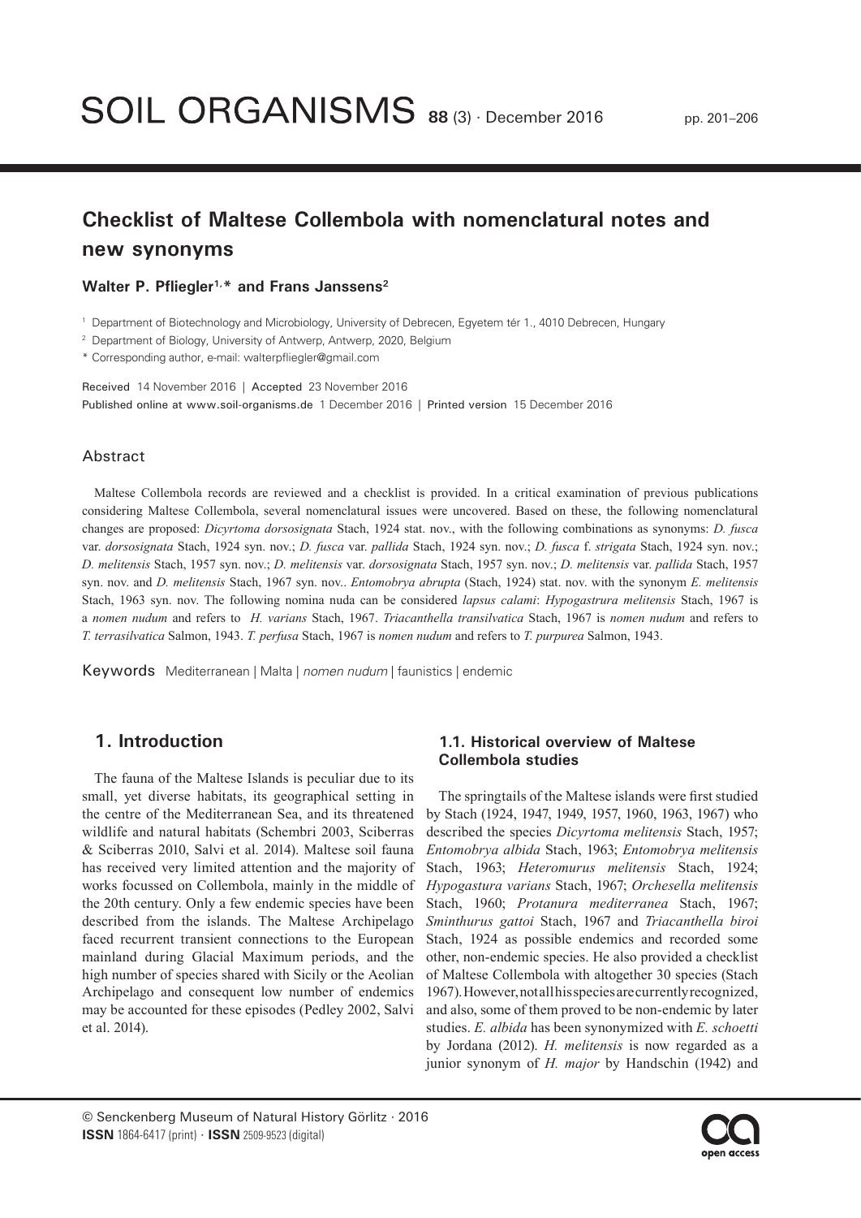# Checklist of Maltese Collembola with nomenclatural notes and new synonyms

**Walter P. Pfliegler[1,*] and Frans Janssens[2]**

[1] Department of Biotechnology and Microbiology, University of Debrecen, Egyetem tér 1., 4010 Debrecen, Hungary

[2] Department of Biology, University of Antwerp, Antwerp, 2020, Belgium

[*] Corresponding author, e-mail: walterpfliegler@gmail.com

Received 14 November 2016 | Accepted 23 November 2016

Published online at www.soil-organisms.de 1 December 2016 | Printed version 15 December 2016

## Abstract

Maltese Collembola records are reviewed and a checklist is provided. In a critical examination of previous publications considering Maltese Collembola, several nomenclatural issues were uncovered. Based on these, the following nomenclatural changes are proposed: *Dicyrtoma dorsosignata* Stach, 1924 stat. nov., with the following combinations as synonyms: *D. fusca* var. *dorsosignata* Stach, 1924 syn. nov.; *D. fusca* var. *pallida* Stach, 1924 syn. nov.; *D. fusca* f. *strigata* Stach, 1924 syn. nov.; *D. melitensis* Stach, 1957 syn. nov.; *D. melitensis* var. *dorsosignata* Stach, 1957 syn. nov.; *D. melitensis* var. *pallida* Stach, 1957 syn. nov. and *D. melitensis* Stach, 1967 syn. nov.. *Entomobrya abrupta* (Stach, 1924) stat. nov. with the synonym *E. melitensis* Stach, 1963 syn. nov. The following nomina nuda can be considered *lapsus calami*: *Hypogastrura melitensis* Stach, 1967 is a *nomen nudum* and refers to *H. varians* Stach, 1967. *Triacanthella transilvatica* Stach, 1967 is *nomen nudum* and refers to *T. terrasilvatica* Salmon, 1943. *T. perfusa* Stach, 1967 is *nomen nudum* and refers to *T. purpurea* Salmon, 1943.

**Keywords** Mediterranean | Malta | *nomen nudum* | faunistics | endemic

## 1. Introduction

The fauna of the Maltese Islands is peculiar due to its small, yet diverse habitats, its geographical setting in the centre of the Mediterranean Sea, and its threatened wildlife and natural habitats (Schembri 2003, Sciberras & Sciberras 2010, Salvi et al. 2014). Maltese soil fauna has received very limited attention and the majority of works focussed on Collembola, mainly in the middle of the 20th century. Only a few endemic species have been described from the islands. The Maltese Archipelago faced recurrent transient connections to the European mainland during Glacial Maximum periods, and the high number of species shared with Sicily or the Aeolian Archipelago and consequent low number of endemics may be accounted for these episodes (Pedley 2002, Salvi et al. 2014).

### 1.1. Historical overview of Maltese Collembola studies

The springtails of the Maltese islands were first studied by Stach (1924, 1947, 1949, 1957, 1960, 1963, 1967) who described the species *Dicyrtoma melitensis* Stach, 1957; *Entomobrya albida* Stach, 1963; *Entomobrya melitensis* Stach, 1963; *Heteromurus melitensis* Stach, 1924; *Hypogastura varians* Stach, 1967; *Orchesella melitensis* Stach, 1960; *Protanura mediterranea* Stach, 1967; *Sminthurus gattoi* Stach, 1967 and *Triacanthella biroi* Stach, 1924 as possible endemics and recorded some other, non-endemic species. He also provided a checklist of Maltese Collembola with altogether 30 species (Stach 1967). However, not all his species are currently recognized, and also, some of them proved to be non-endemic by later studies. *E. albida* has been synonymized with *E. schoetti* by Jordana (2012). *H. melitensis* is now regarded as a junior synonym of *H. major* by Handschin (1942) and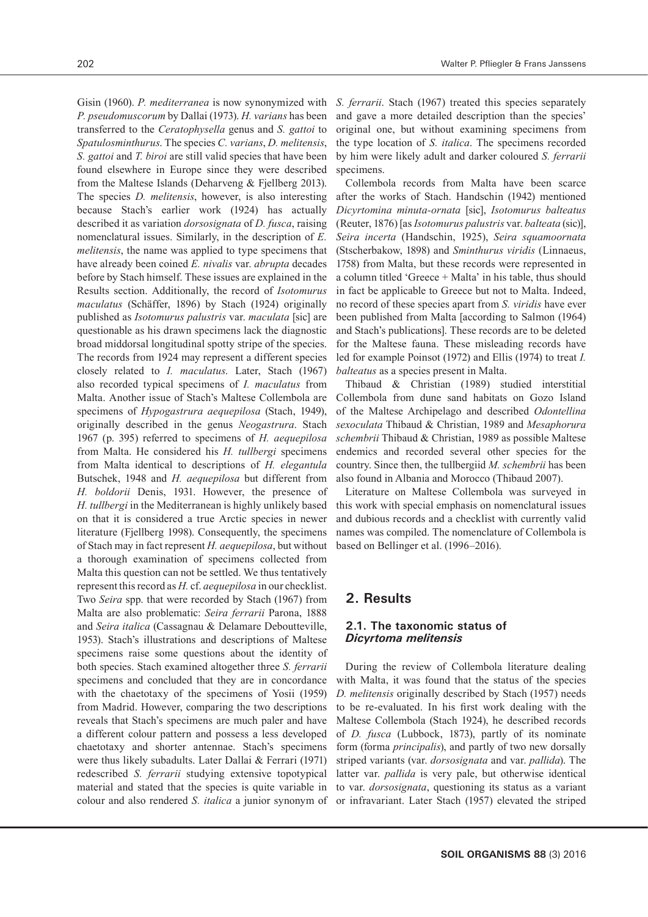Gisin (1960). *P. mediterranea* is now synonymized with *P. pseudomuscorum* by Dallai (1973). *H. varians* has been transferred to the *Ceratophysella* genus and *S. gattoi* to *Spatulosminthurus*. The species *C. varians*, *D. melitensis*, *S. gattoi* and *T. biroi* are still valid species that have been found elsewhere in Europe since they were described from the Maltese Islands (Deharveng & Fjellberg 2013). The species *D. melitensis*, however, is also interesting because Stach's earlier work (1924) has actually described it as variation *dorsosignata* of *D. fusca*, raising nomenclatural issues. Similarly, in the description of *E. melitensis*, the name was applied to type specimens that have already been coined *E. nivalis* var. *abrupta* decades before by Stach himself. These issues are explained in the Results section. Additionally, the record of *Isotomurus maculatus* (Schäffer, 1896) by Stach (1924) originally published as *Isotomurus palustris* var. *maculata* [sic] are questionable as his drawn specimens lack the diagnostic broad middorsal longitudinal spotty stripe of the species. The records from 1924 may represent a different species closely related to *I. maculatus*. Later, Stach (1967) also recorded typical specimens of *I. maculatus* from Malta. Another issue of Stach's Maltese Collembola are specimens of *Hypogastrura aequepilosa* (Stach, 1949), originally described in the genus *Neogastrura*. Stach 1967 (p. 395) referred to specimens of *H. aequepilosa* from Malta. He considered his *H. tullbergi* specimens from Malta identical to descriptions of *H. elegantula* Butschek, 1948 and *H. aequepilosa* but different from *H. boldorii* Denis, 1931. However, the presence of *H. tullbergi* in the Mediterranean is highly unlikely based on that it is considered a true Arctic species in newer literature (Fjellberg 1998). Consequently, the specimens of Stach may in fact represent *H. aequepilosa*, but without a thorough examination of specimens collected from Malta this question can not be settled. We thus tentatively represent this record as *H.* cf. *aequepilosa* in our checklist. Two *Seira* spp. that were recorded by Stach (1967) from Malta are also problematic: *Seira ferrarii* Parona, 1888 and *Seira italica* (Cassagnau & Delamare Deboutteville, 1953). Stach's illustrations and descriptions of Maltese specimens raise some questions about the identity of both species. Stach examined altogether three *S. ferrarii* specimens and concluded that they are in concordance with the chaetotaxy of the specimens of Yosii (1959) from Madrid. However, comparing the two descriptions reveals that Stach's specimens are much paler and have a different colour pattern and possess a less developed chaetotaxy and shorter antennae. Stach's specimens were thus likely subadults. Later Dallai & Ferrari (1971) redescribed *S. ferrarii* studying extensive topotypical material and stated that the species is quite variable in colour and also rendered *S. italica* a junior synonym of *S. ferrarii*. Stach (1967) treated this species separately and gave a more detailed description than the species' original one, but without examining specimens from the type location of *S. italica*. The specimens recorded by him were likely adult and darker coloured *S. ferrarii* specimens.

Collembola records from Malta have been scarce after the works of Stach. Handschin (1942) mentioned *Dicyrtomina minuta-ornata* [sic], *Isotomurus balteatus* (Reuter, 1876) [as *Isotomurus palustris* var. *balteata* (sic)], *Seira incerta* (Handschin, 1925), *Seira squamoornata* (Stscherbakow, 1898) and *Sminthurus viridis* (Linnaeus, 1758) from Malta, but these records were represented in a column titled 'Greece + Malta' in his table, thus should in fact be applicable to Greece but not to Malta. Indeed, no record of these species apart from *S. viridis* have ever been published from Malta [according to Salmon (1964) and Stach's publications]. These records are to be deleted for the Maltese fauna. These misleading records have led for example Poinsot (1972) and Ellis (1974) to treat *I. balteatus* as a species present in Malta.

Thibaud & Christian (1989) studied interstitial Collembola from dune sand habitats on Gozo Island of the Maltese Archipelago and described *Odontellina sexoculata* Thibaud & Christian, 1989 and *Mesaphorura schembrii* Thibaud & Christian, 1989 as possible Maltese endemics and recorded several other species for the country. Since then, the tullbergiid *M. schembrii* has been also found in Albania and Morocco (Thibaud 2007).

Literature on Maltese Collembola was surveyed in this work with special emphasis on nomenclatural issues and dubious records and a checklist with currently valid names was compiled. The nomenclature of Collembola is based on Bellinger et al. (1996–2016).

## 2. Results

### 2.1. The taxonomic status of *Dicyrtoma melitensis*

During the review of Collembola literature dealing with Malta, it was found that the status of the species *D. melitensis* originally described by Stach (1957) needs to be re-evaluated. In his first work dealing with the Maltese Collembola (Stach 1924), he described records of *D. fusca* (Lubbock, 1873), partly of its nominate form (forma *principalis*), and partly of two new dorsally striped variants (var. *dorsosignata* and var. *pallida*). The latter var. *pallida* is very pale, but otherwise identical to var. *dorsosignata*, questioning its status as a variant or infravariant. Later Stach (1957) elevated the striped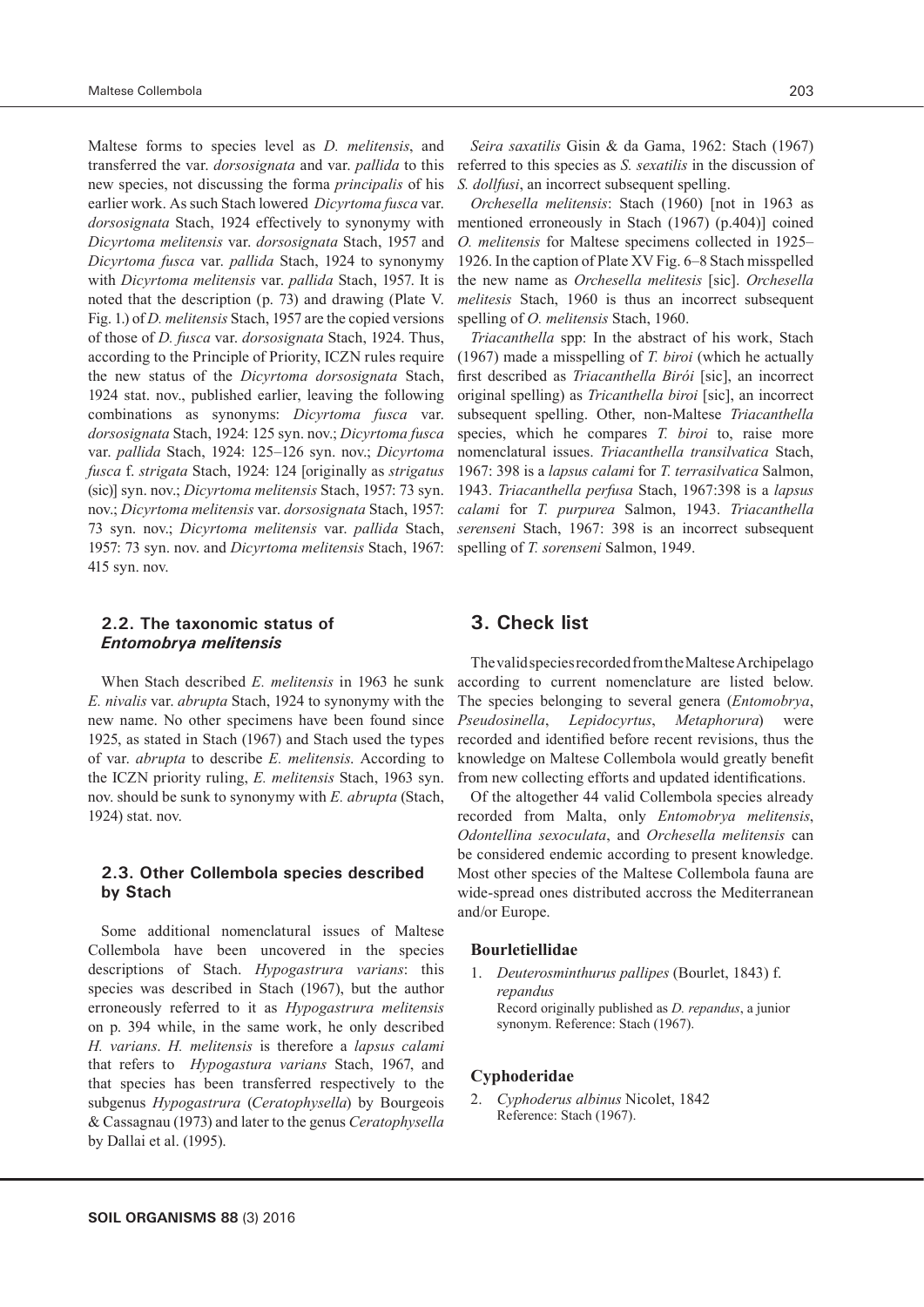Maltese forms to species level as *D. melitensis*, and transferred the var. *dorsosignata* and var. *pallida* to this new species, not discussing the forma *principalis* of his earlier work. As such Stach lowered *Dicyrtoma fusca* var. *dorsosignata* Stach, 1924 effectively to synonymy with *Dicyrtoma melitensis* var. *dorsosignata* Stach, 1957 and *Dicyrtoma fusca* var. *pallida* Stach, 1924 to synonymy with *Dicyrtoma melitensis* var. *pallida* Stach, 1957. It is noted that the description (p. 73) and drawing (Plate V. Fig. 1.) of *D. melitensis* Stach, 1957 are the copied versions of those of *D. fusca* var. *dorsosignata* Stach, 1924. Thus, according to the Principle of Priority, ICZN rules require the new status of the *Dicyrtoma dorsosignata* Stach, 1924 stat. nov., published earlier, leaving the following combinations as synonyms: *Dicyrtoma fusca* var. *dorsosignata* Stach, 1924: 125 syn. nov.; *Dicyrtoma fusca* var. *pallida* Stach, 1924: 125–126 syn. nov.; *Dicyrtoma fusca* f. *strigata* Stach, 1924: 124 [originally as *strigatus* (sic)] syn. nov.; *Dicyrtoma melitensis* Stach, 1957: 73 syn. nov.; *Dicyrtoma melitensis* var. *dorsosignata* Stach, 1957: 73 syn. nov.; *Dicyrtoma melitensis* var. *pallida* Stach, 1957: 73 syn. nov. and *Dicyrtoma melitensis* Stach, 1967: 415 syn. nov.

### 2.2. The taxonomic status of *Entomobrya melitensis*

When Stach described *E. melitensis* in 1963 he sunk *E. nivalis* var. *abrupta* Stach, 1924 to synonymy with the new name. No other specimens have been found since 1925, as stated in Stach (1967) and Stach used the types of var. *abrupta* to describe *E. melitensis*. According to the ICZN priority ruling, *E. melitensis* Stach, 1963 syn. nov. should be sunk to synonymy with *E. abrupta* (Stach, 1924) stat. nov.

### 2.3. Other Collembola species described by Stach

Some additional nomenclatural issues of Maltese Collembola have been uncovered in the species descriptions of Stach. *Hypogastrura varians*: this species was described in Stach (1967), but the author erroneously referred to it as *Hypogastrura melitensis* on p. 394 while, in the same work, he only described *H. varians*. *H. melitensis* is therefore a *lapsus calami* that refers to *Hypogastura varians* Stach, 1967, and that species has been transferred respectively to the subgenus *Hypogastrura* (*Ceratophysella*) by Bourgeois & Cassagnau (1973) and later to the genus *Ceratophysella* by Dallai et al. (1995).

*Seira saxatilis* Gisin & da Gama, 1962: Stach (1967) referred to this species as *S. sexatilis* in the discussion of *S. dollfusi*, an incorrect subsequent spelling.

*Orchesella melitensis*: Stach (1960) [not in 1963 as mentioned erroneously in Stach (1967) (p.404)] coined *O. melitensis* for Maltese specimens collected in 1925–1926. In the caption of Plate XV Fig. 6–8 Stach misspelled the new name as *Orchesella melitesis* [sic]. *Orchesella melitesis* Stach, 1960 is thus an incorrect subsequent spelling of *O. melitensis* Stach, 1960.

*Triacanthella* spp: In the abstract of his work, Stach (1967) made a misspelling of *T. biroi* (which he actually first described as *Triacanthella Biròi* [sic], an incorrect original spelling) as *Tricanthella biroi* [sic], an incorrect subsequent spelling. Other, non-Maltese *Triacanthella* species, which he compares *T. biroi* to, raise more nomenclatural issues. *Triacanthella transilvatica* Stach, 1967: 398 is a *lapsus calami* for *T. terrasilvatica* Salmon, 1943. *Triacanthella perfusa* Stach, 1967:398 is a *lapsus calami* for *T. purpurea* Salmon, 1943. *Triacanthella serenseni* Stach, 1967: 398 is an incorrect subsequent spelling of *T. sorenseni* Salmon, 1949.

## 3. Check list

The valid species recorded from the Maltese Archipelago according to current nomenclature are listed below. The species belonging to several genera (*Entomobrya*, *Pseudosinella*, *Lepidocyrtus*, *Metaphorura*) were recorded and identified before recent revisions, thus the knowledge on Maltese Collembola would greatly benefit from new collecting efforts and updated identifications.

Of the altogether 44 valid Collembola species already recorded from Malta, only *Entomobrya melitensis*, *Odontellina sexoculata*, and *Orchesella melitensis* can be considered endemic according to present knowledge. Most other species of the Maltese Collembola fauna are wide-spread ones distributed accross the Mediterranean and/or Europe.

**Bourletiellidae**

1. *Deuterosminthurus pallipes* (Bourlet, 1843) f. *repandus*
   Record originally published as *D. repandus*, a junior synonym. Reference: Stach (1967).

**Cyphoderidae**

2. *Cyphoderus albinus* Nicolet, 1842
   Reference: Stach (1967).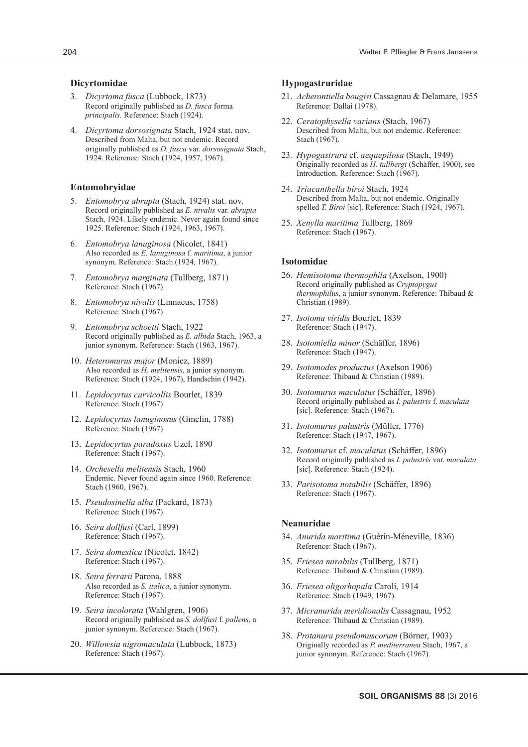### Dicyrtomidae

3. *Dicyrtoma fusca* (Lubbock, 1873)
   Record originally published as *D. fusca* forma *principalis.* Reference: Stach (1924).

4. *Dicyrtoma dorsosignata* Stach, 1924 stat. nov.
   Described from Malta, but not endemic. Record originally published as *D. fusca* var. *dorsosignata* Stach, 1924. Reference: Stach (1924, 1957, 1967).

### Entomobryidae

5. *Entomobrya abrupta* (Stach, 1924) stat. nov.
   Record originally published as *E. nivalis* var. *abrupta* Stach, 1924. Likely endemic. Never again found since 1925. Reference: Stach (1924, 1963, 1967).

6. *Entomobrya lanuginosa* (Nicolet, 1841)
   Also recorded as *E. lanuginosa* f. *maritima*, a junior synonym. Reference: Stach (1924, 1967).

7. *Entomobrya marginata* (Tullberg, 1871)
   Reference: Stach (1967).

8. *Entomobrya nivalis* (Linnaeus, 1758)
   Reference: Stach (1967).

9. *Entomobrya schoetti* Stach, 1922
   Record originally published as *E. albida* Stach, 1963, a junior synonym. Reference: Stach (1963, 1967).

10. *Heteromurus major* (Moniez, 1889)
    Also recorded as *H. melitensis*, a junior synonym. Reference: Stach (1924, 1967), Handschin (1942).

11. *Lepidocyrtus curvicollis* Bourlet, 1839
    Reference: Stach (1967).

12. *Lepidocyrtus lanuginosus* (Gmelin, 1788)
    Reference: Stach (1967).

13. *Lepidocyrtus paradoxus* Uzel, 1890
    Reference: Stach (1967).

14. *Orchesella melitensis* Stach, 1960
    Endemic. Never found again since 1960. Reference: Stach (1960, 1967).

15. *Pseudosinella alba* (Packard, 1873)
    Reference: Stach (1967).

16. *Seira dollfusi* (Carl, 1899)
    Reference: Stach (1967).

17. *Seira domestica* (Nicolet, 1842)
    Reference: Stach (1967).

18. *Seira ferrarii* Parona, 1888
    Also recorded as *S. italica*, a junior synonym. Reference: Stach (1967).

19. *Seira incolorata* (Wahlgren, 1906)
    Record originally published as *S. dollfusi* f. *pallens*, a junior synonym. Reference: Stach (1967).

20. *Willowsia nigromaculata* (Lubbock, 1873)
    Reference: Stach (1967).

### Hypogastruridae

21. *Acherontiella bougisi* Cassagnau & Delamare, 1955
    Reference: Dallai (1978).

22. *Ceratophysella varians* (Stach, 1967)
    Described from Malta, but not endemic. Reference: Stach (1967).

23. *Hypogastrura* cf. *aequepilosa* (Stach, 1949)
    Originally recorded as *H. tullbergi* (Schäffer, 1900), see Introduction. Reference: Stach (1967).

24. *Triacanthella biroi* Stach, 1924
    Described from Malta, but not endemic. Originally spelled *T. Bíroi* [sic]. Reference: Stach (1924, 1967).

25. *Xenylla maritima* Tullberg, 1869
    Reference: Stach (1967).

### Isotomidae

26. *Hemisotoma thermophila* (Axelson, 1900)
    Record originally published as *Cryptopygus thermophilus*, a junior synonym. Reference: Thibaud & Christian (1989).

27. *Isotoma viridis* Bourlet, 1839
    Reference: Stach (1947).

28. *Isotomiella minor* (Schäffer, 1896)
    Reference: Stach (1947).

29. *Isotomodes productus* (Axelson 1906)
    Reference: Thibaud & Christian (1989).

30. *Isotomurus maculatus* (Schäffer, 1896)
    Record originally published as *I. palustris* f. *maculata* [sic]. Reference: Stach (1967).

31. *Isotomurus palustris* (Müller, 1776)
    Reference: Stach (1947, 1967).

32. *Isotomurus* cf. *maculatus* (Schäffer, 1896)
    Record originally published as *I. palustris* var. *maculata* [sic]. Reference: Stach (1924).

33. *Parisotoma notabilis* (Schäffer, 1896)
    Reference: Stach (1967).

### Neanuridae

34. *Anurida maritima* (Guérin-Méneville, 1836)
    Reference: Stach (1967).

35. *Friesea mirabilis* (Tullberg, 1871)
    Reference: Thibaud & Christian (1989).

36. *Friesea oligorhopala* Caroli, 1914
    Reference: Stach (1949, 1967).

37. *Micranurida meridionalis* Cassagnau, 1952
    Reference: Thibaud & Christian (1989).

38. *Protanura pseudomuscorum* (Börner, 1903)
    Originally recorded as *P. mediterranea* Stach, 1967, a junior synonym. Reference: Stach (1967).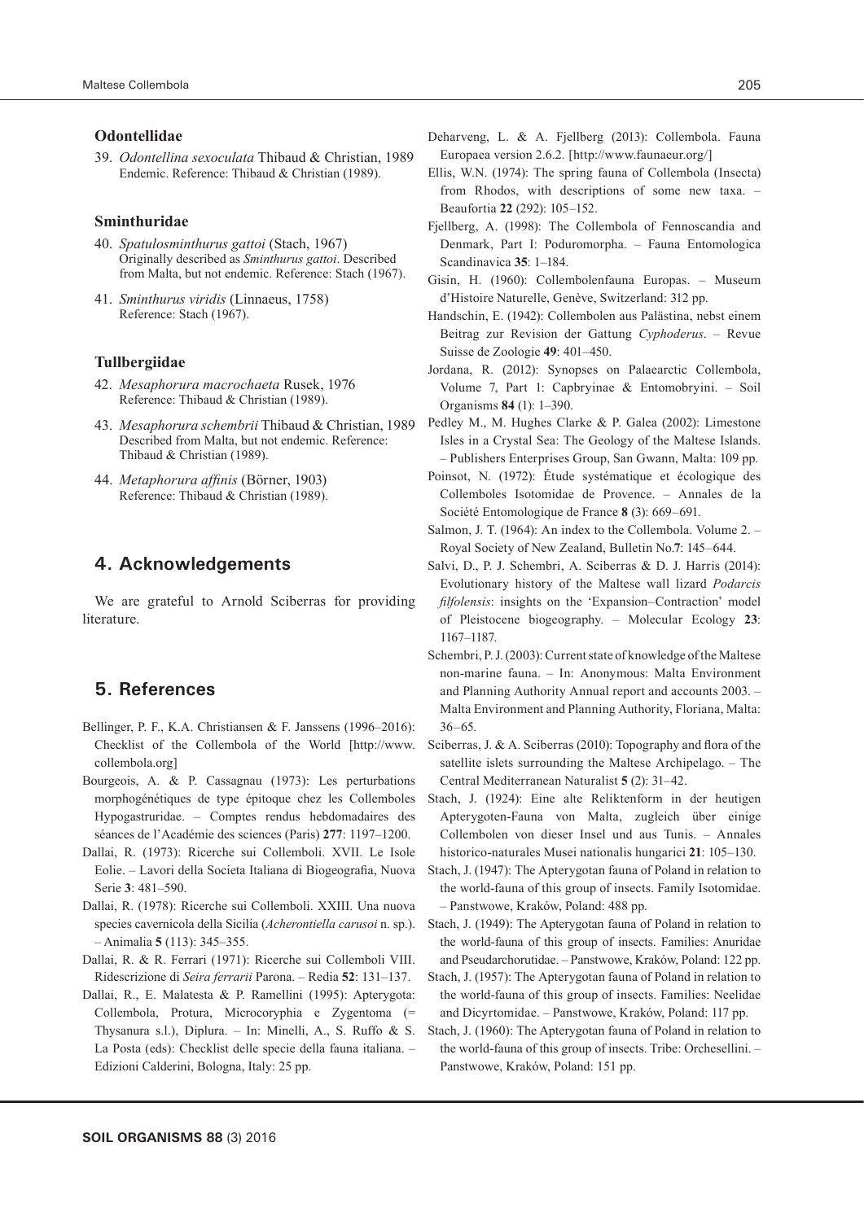### Odontellidae

39. *Odontellina sexoculata* Thibaud & Christian, 1989
 Endemic. Reference: Thibaud & Christian (1989).

### Sminthuridae

40. *Spatulosminthurus gattoi* (Stach, 1967)
 Originally described as *Sminthurus gattoi*. Described from Malta, but not endemic. Reference: Stach (1967).

41. *Sminthurus viridis* (Linnaeus, 1758)
 Reference: Stach (1967).

### Tullbergiidae

42. *Mesaphorura macrochaeta* Rusek, 1976
 Reference: Thibaud & Christian (1989).

43. *Mesaphorura schembrii* Thibaud & Christian, 1989
 Described from Malta, but not endemic. Reference: Thibaud & Christian (1989).

44. *Metaphorura affinis* (Börner, 1903)
 Reference: Thibaud & Christian (1989).

## 4. Acknowledgements

We are grateful to Arnold Sciberras for providing literature.

## 5. References

Bellinger, P. F., K.A. Christiansen & F. Janssens (1996–2016): Checklist of the Collembola of the World [http://www.collembola.org]

Bourgeois, A. & P. Cassagnau (1973): Les perturbations morphogénétiques de type épitoque chez les Collemboles Hypogastruridae. – Comptes rendus hebdomadaires des séances de l'Académie des sciences (Paris) **277**: 1197–1200.

Dallai, R. (1973): Ricerche sui Collemboli. XVII. Le Isole Eolie. – Lavori della Societa Italiana di Biogeografia, Nuova Serie **3**: 481–590.

Dallai, R. (1978): Ricerche sui Collemboli. XXIII. Una nuova species cavernicola della Sicilia (*Acherontiella carusoi* n. sp.). – Animalia **5** (113): 345–355.

Dallai, R. & R. Ferrari (1971): Ricerche sui Collemboli VIII. Ridescrizione di *Seira ferrarii* Parona. – Redia **52**: 131–137.

Dallai, R., E. Malatesta & P. Ramellini (1995): Apterygota: Collembola, Protura, Microcoryphia e Zygentoma (= Thysanura s.l.), Diplura. – In: Minelli, A., S. Ruffo & S. La Posta (eds): Checklist delle specie della fauna italiana. – Edizioni Calderini, Bologna, Italy: 25 pp.

Deharveng, L. & A. Fjellberg (2013): Collembola. Fauna Europaea version 2.6.2. [http://www.faunaeur.org/]

Ellis, W.N. (1974): The spring fauna of Collembola (Insecta) from Rhodos, with descriptions of some new taxa. – Beaufortia **22** (292): 105–152.

Fjellberg, A. (1998): The Collembola of Fennoscandia and Denmark, Part I: Poduromorpha. – Fauna Entomologica Scandinavica **35**: 1–184.

Gisin, H. (1960): Collembolenfauna Europas. – Museum d'Histoire Naturelle, Genève, Switzerland: 312 pp.

Handschin, E. (1942): Collembolen aus Palästina, nebst einem Beitrag zur Revision der Gattung *Cyphoderus*. – Revue Suisse de Zoologie **49**: 401–450.

Jordana, R. (2012): Synopses on Palaearctic Collembola, Volume 7, Part 1: Capbryinae & Entomobryini. – Soil Organisms **84** (1): 1–390.

Pedley M., M. Hughes Clarke & P. Galea (2002): Limestone Isles in a Crystal Sea: The Geology of the Maltese Islands. – Publishers Enterprises Group, San Gwann, Malta: 109 pp.

Poinsot, N. (1972): Étude systématique et écologique des Collemboles Isotomidae de Provence. – Annales de la Société Entomologique de France **8** (3): 669–691.

Salmon, J. T. (1964): An index to the Collembola. Volume 2. – Royal Society of New Zealand, Bulletin No.**7**: 145–644.

Salvi, D., P. J. Schembri, A. Sciberras & D. J. Harris (2014): Evolutionary history of the Maltese wall lizard *Podarcis filfolensis*: insights on the 'Expansion–Contraction' model of Pleistocene biogeography. – Molecular Ecology **23**: 1167–1187.

Schembri, P. J. (2003): Current state of knowledge of the Maltese non-marine fauna. – In: Anonymous: Malta Environment and Planning Authority Annual report and accounts 2003. – Malta Environment and Planning Authority, Floriana, Malta: 36–65.

Sciberras, J. & A. Sciberras (2010): Topography and flora of the satellite islets surrounding the Maltese Archipelago. – The Central Mediterranean Naturalist **5** (2): 31–42.

Stach, J. (1924): Eine alte Reliktenform in der heutigen Apterygoten-Fauna von Malta, zugleich über einige Collembolen von dieser Insel und aus Tunis. – Annales historico-naturales Musei nationalis hungarici **21**: 105–130.

Stach, J. (1947): The Apterygotan fauna of Poland in relation to the world-fauna of this group of insects. Family Isotomidae. – Panstwowe, Kraków, Poland: 488 pp.

Stach, J. (1949): The Apterygotan fauna of Poland in relation to the world-fauna of this group of insects. Families: Anuridae and Pseudarchorutidae. – Panstwowe, Kraków, Poland: 122 pp.

Stach, J. (1957): The Apterygotan fauna of Poland in relation to the world-fauna of this group of insects. Families: Neelidae and Dicyrtomidae. – Panstwowe, Kraków, Poland: 117 pp.

Stach, J. (1960): The Apterygotan fauna of Poland in relation to the world-fauna of this group of insects. Tribe: Orchesellini. – Panstwowe, Kraków, Poland: 151 pp.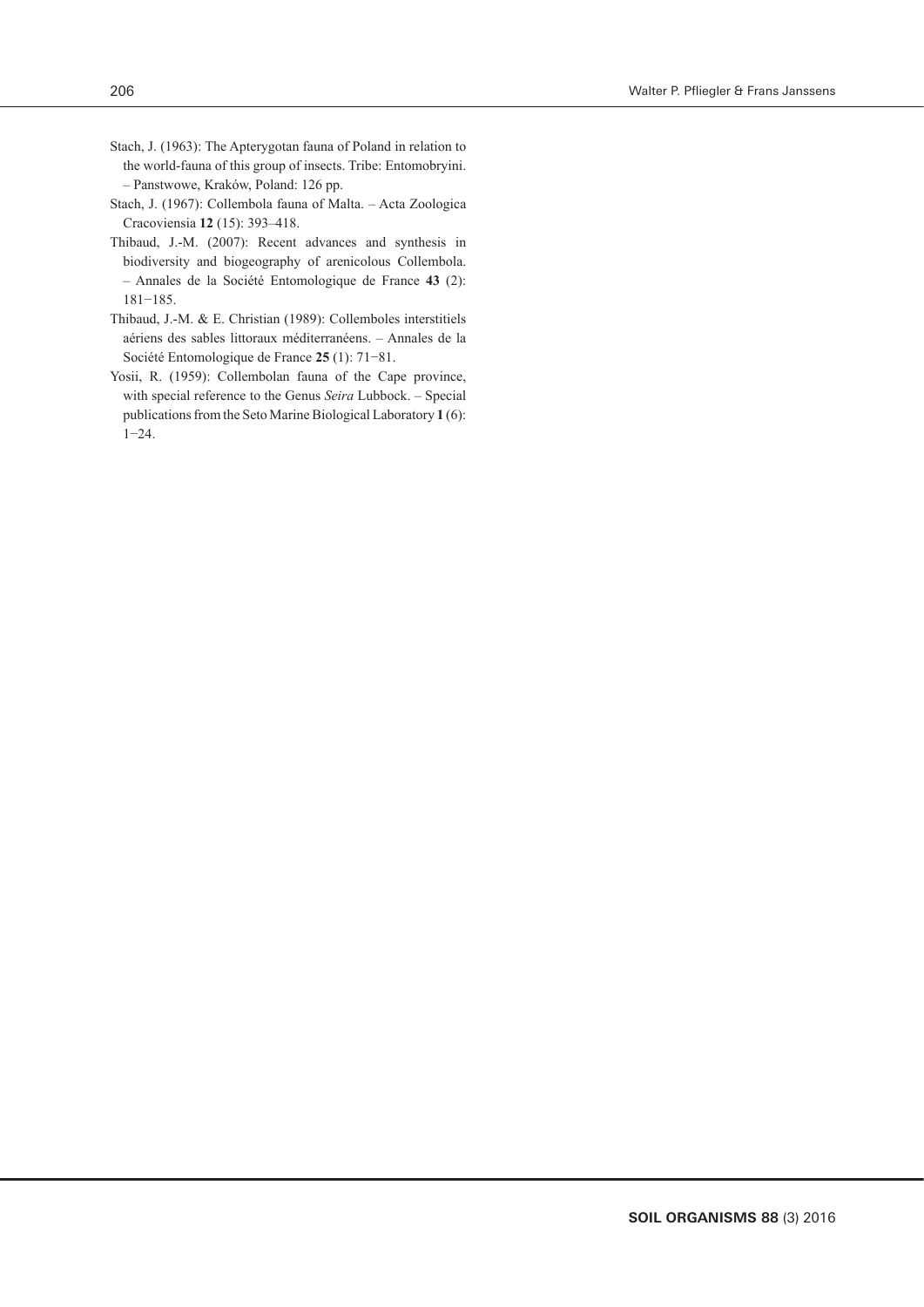Stach, J. (1963): The Apterygotan fauna of Poland in relation to the world-fauna of this group of insects. Tribe: Entomobryini. – Panstwowe, Kraków, Poland: 126 pp.

Stach, J. (1967): Collembola fauna of Malta. – Acta Zoologica Cracoviensia **12** (15): 393–418.

Thibaud, J.-M. (2007): Recent advances and synthesis in biodiversity and biogeography of arenicolous Collembola. – Annales de la Société Entomologique de France **43** (2): 181−185.

Thibaud, J.-M. & E. Christian (1989): Collemboles interstitiels aériens des sables littoraux méditerranéens. – Annales de la Société Entomologique de France **25** (1): 71−81.

Yosii, R. (1959): Collembolan fauna of the Cape province, with special reference to the Genus *Seira* Lubbock. – Special publications from the Seto Marine Biological Laboratory **1** (6): 1−24.